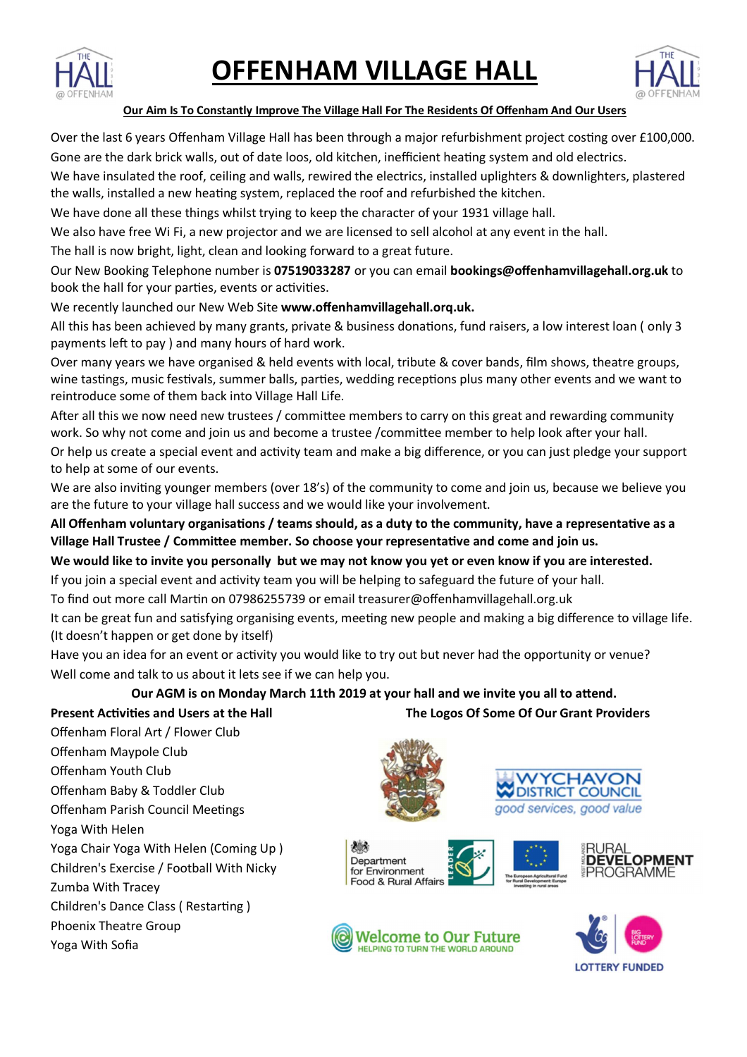# OFFENHAM VILLAGE HALL

**Our Aim Is To Constantly Improve The Village Hall For The Residents Of Offenham And Our Users**

Over the last 6 years Offenham Village Hall has been through a major refurbishment project costing over £100,000.

Gone are the dark brick walls, out of date loos, old kitchen, inefficient heating system and old electrics.

We have insulated the roof, ceiling and walls, rewired the electrics, installed uplighters & downlighters, plastered the walls, installed a new heating system, replaced the roof and refurbished the kitchen.

We have done all these things whilst trying to keep the character of your 1931 village hall.

We also have free Wi Fi, a new projector and we are licensed to sell alcohol at any event in the hall.

The hall is now bright, light, clean and looking forward to a great future.

Our New Booking Telephone number is **07519033287** or you can email **bookings@offenhamvillagehall.org.uk** to book the hall for your parties, events or activities.

We recently launched our New Web Site **www.offenhamvillagehall.orq.uk.**

All this has been achieved by many grants, private & business donations, fund raisers, a low interest loan ( only 3 payments left to pay ) and many hours of hard work.

Over many years we have organised & held events with local, tribute & cover bands, film shows, theatre groups, wine tastings, music festivals, summer balls, parties, wedding receptions plus many other events and we want to reintroduce some of them back into Village Hall Life.

After all this we now need new trustees / committee members to carry on this great and rewarding community work. So why not come and join us and become a trustee /committee member to help look after your hall.

Or help us create a special event and activity team and make a big difference, or you can just pledge your support to help at some of our events.

We are also inviting younger members (over 18's) of the community to come and join us, because we believe you are the future to your village hall success and we would like your involvement.

**All Offenham voluntary organisations / teams should, as a duty to the community, have a representative as a Village Hall Trustee / Committee member. So choose your representative and come and join us.**

**We would like to invite you personally but we may not know you yet or even know if you are interested.**

If you join a special event and activity team you will be helping to safeguard the future of your hall.

To find out more call Martin on 07986255739 or email treasurer@offenhamvillagehall.org.uk

It can be great fun and satisfying organising events, meeting new people and making a big difference to village life. (It doesn't happen or get done by itself)

Have you an idea for an event or activity you would like to try out but never had the opportunity or venue?

Well come and talk to us about it lets see if we can help you.

**Our AGM is on Monday March 11th 2019 at your hall and we invite you all to attend.**

**Present Activities and Users at the Hall**

Offenham Floral Art / Flower Club
Offenham Maypole Club
Offenham Youth Club
Offenham Baby & Toddler Club
Offenham Parish Council Meetings
Yoga With Helen
Yoga Chair Yoga With Helen (Coming Up )
Children's Exercise / Football With Nicky
Zumba With Tracey
Children's Dance Class ( Restarting )
Phoenix Theatre Group
Yoga With Sofia

**The Logos Of Some Of Our Grant Providers**

WYCHAVON DISTRICT COUNCIL good services, good value

Department for Environment Food & Rural Affairs

The European Agricultural Fund for Rural Development: Europe investing in rural areas

RURAL DEVELOPMENT PROGRAMME

Welcome to Our Future HELPING TO TURN THE WORLD AROUND

BIG LOTTERY FUND LOTTERY FUNDED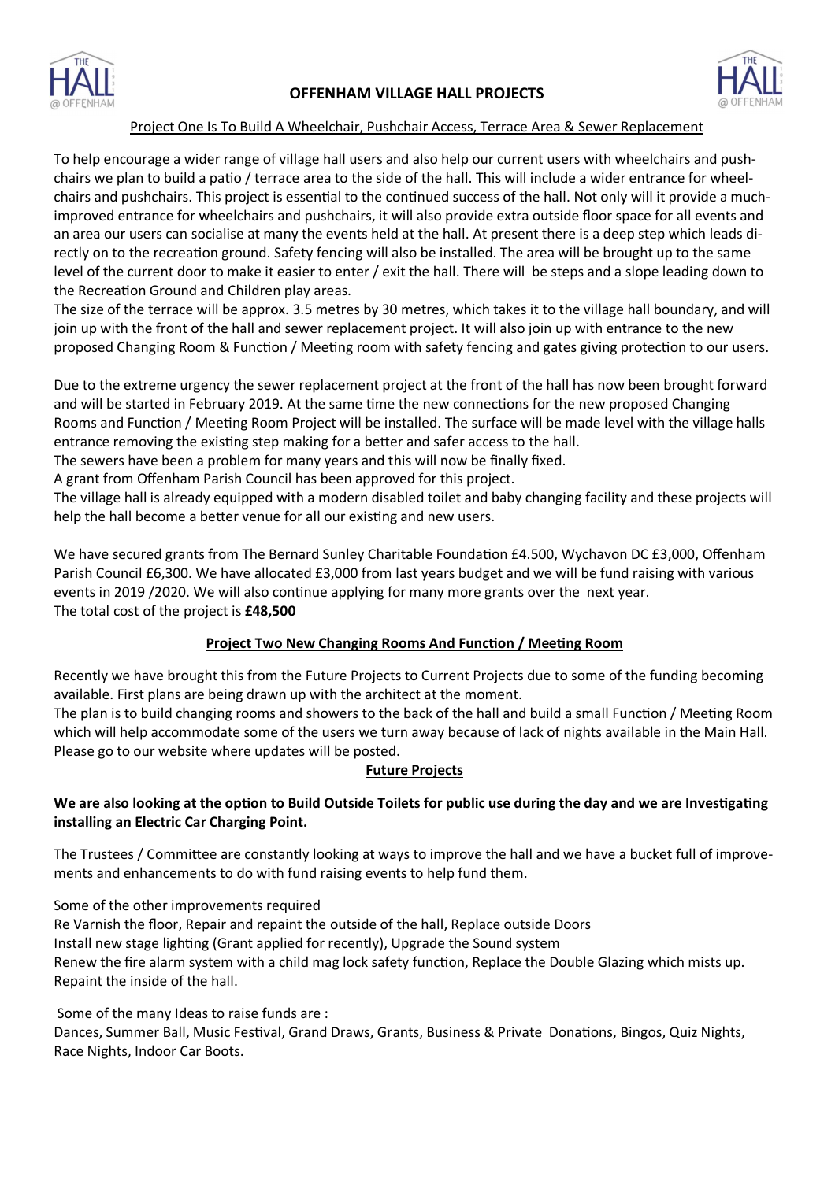# OFFENHAM VILLAGE HALL PROJECTS

## Project One Is To Build A Wheelchair, Pushchair Access, Terrace Area & Sewer Replacement

To help encourage a wider range of village hall users and also help our current users with wheelchairs and pushchairs we plan to build a patio / terrace area to the side of the hall. This will include a wider entrance for wheelchairs and pushchairs. This project is essential to the continued success of the hall. Not only will it provide a much-improved entrance for wheelchairs and pushchairs, it will also provide extra outside floor space for all events and an area our users can socialise at many the events held at the hall. At present there is a deep step which leads directly on to the recreation ground. Safety fencing will also be installed. The area will be brought up to the same level of the current door to make it easier to enter / exit the hall. There will be steps and a slope leading down to the Recreation Ground and Children play areas.

The size of the terrace will be approx. 3.5 metres by 30 metres, which takes it to the village hall boundary, and will join up with the front of the hall and sewer replacement project. It will also join up with entrance to the new proposed Changing Room & Function / Meeting room with safety fencing and gates giving protection to our users.

Due to the extreme urgency the sewer replacement project at the front of the hall has now been brought forward and will be started in February 2019. At the same time the new connections for the new proposed Changing Rooms and Function / Meeting Room Project will be installed. The surface will be made level with the village halls entrance removing the existing step making for a better and safer access to the hall.
The sewers have been a problem for many years and this will now be finally fixed.
A grant from Offenham Parish Council has been approved for this project.
The village hall is already equipped with a modern disabled toilet and baby changing facility and these projects will help the hall become a better venue for all our existing and new users.

We have secured grants from The Bernard Sunley Charitable Foundation £4.500, Wychavon DC £3,000, Offenham Parish Council £6,300. We have allocated £3,000 from last years budget and we will be fund raising with various events in 2019 /2020. We will also continue applying for many more grants over the next year.
The total cost of the project is **£48,500**

## Project Two New Changing Rooms And Function / Meeting Room

Recently we have brought this from the Future Projects to Current Projects due to some of the funding becoming available. First plans are being drawn up with the architect at the moment.
The plan is to build changing rooms and showers to the back of the hall and build a small Function / Meeting Room which will help accommodate some of the users we turn away because of lack of nights available in the Main Hall. Please go to our website where updates will be posted.

## Future Projects

**We are also looking at the option to Build Outside Toilets for public use during the day and we are Investigating installing an Electric Car Charging Point.**

The Trustees / Committee are constantly looking at ways to improve the hall and we have a bucket full of improvements and enhancements to do with fund raising events to help fund them.

Some of the other improvements required
Re Varnish the floor, Repair and repaint the outside of the hall, Replace outside Doors
Install new stage lighting (Grant applied for recently), Upgrade the Sound system
Renew the fire alarm system with a child mag lock safety function, Replace the Double Glazing which mists up.
Repaint the inside of the hall.

Some of the many Ideas to raise funds are :
Dances, Summer Ball, Music Festival, Grand Draws, Grants, Business & Private Donations, Bingos, Quiz Nights, Race Nights, Indoor Car Boots.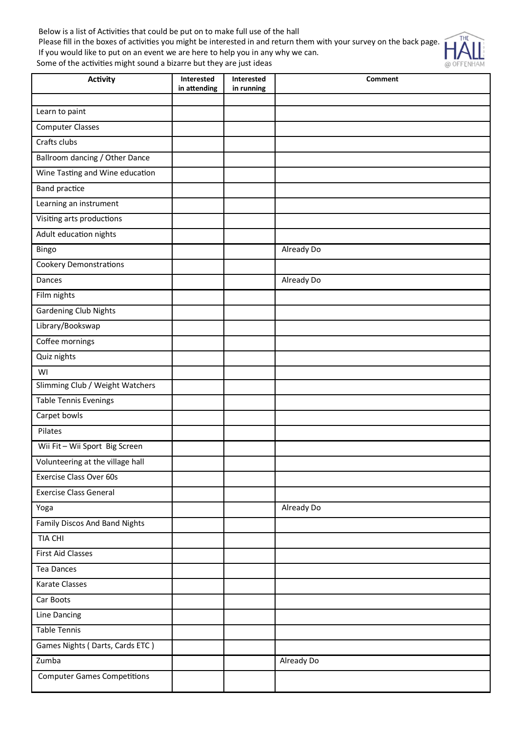Below is a list of Activities that could be put on to make full use of the hall
Please fill in the boxes of activities you might be interested in and return them with your survey on the back page.
If you would like to put on an event we are here to help you in any why we can.
Some of the activities might sound a bizarre but they are just ideas

| Activity | Interested in attending | Interested in running | Comment |
|---|---|---|---|
| | | | |
| Learn to paint | | | |
| Computer Classes | | | |
| Crafts clubs | | | |
| Ballroom dancing / Other Dance | | | |
| Wine Tasting and Wine education | | | |
| Band practice | | | |
| Learning an instrument | | | |
| Visiting arts productions | | | |
| Adult education nights | | | |
| Bingo | | | Already Do |
| Cookery Demonstrations | | | |
| Dances | | | Already Do |
| Film nights | | | |
| Gardening Club Nights | | | |
| Library/Bookswap | | | |
| Coffee mornings | | | |
| Quiz nights | | | |
| WI | | | |
| Slimming Club / Weight Watchers | | | |
| Table Tennis Evenings | | | |
| Carpet bowls | | | |
| Pilates | | | |
| Wii Fit – Wii Sport Big Screen | | | |
| Volunteering at the village hall | | | |
| Exercise Class Over 60s | | | |
| Exercise Class General | | | |
| Yoga | | | Already Do |
| Family Discos And Band Nights | | | |
| TIA CHI | | | |
| First Aid Classes | | | |
| Tea Dances | | | |
| Karate Classes | | | |
| Car Boots | | | |
| Line Dancing | | | |
| Table Tennis | | | |
| Games Nights ( Darts, Cards ETC ) | | | |
| Zumba | | | Already Do |
| Computer Games Competitions | | | |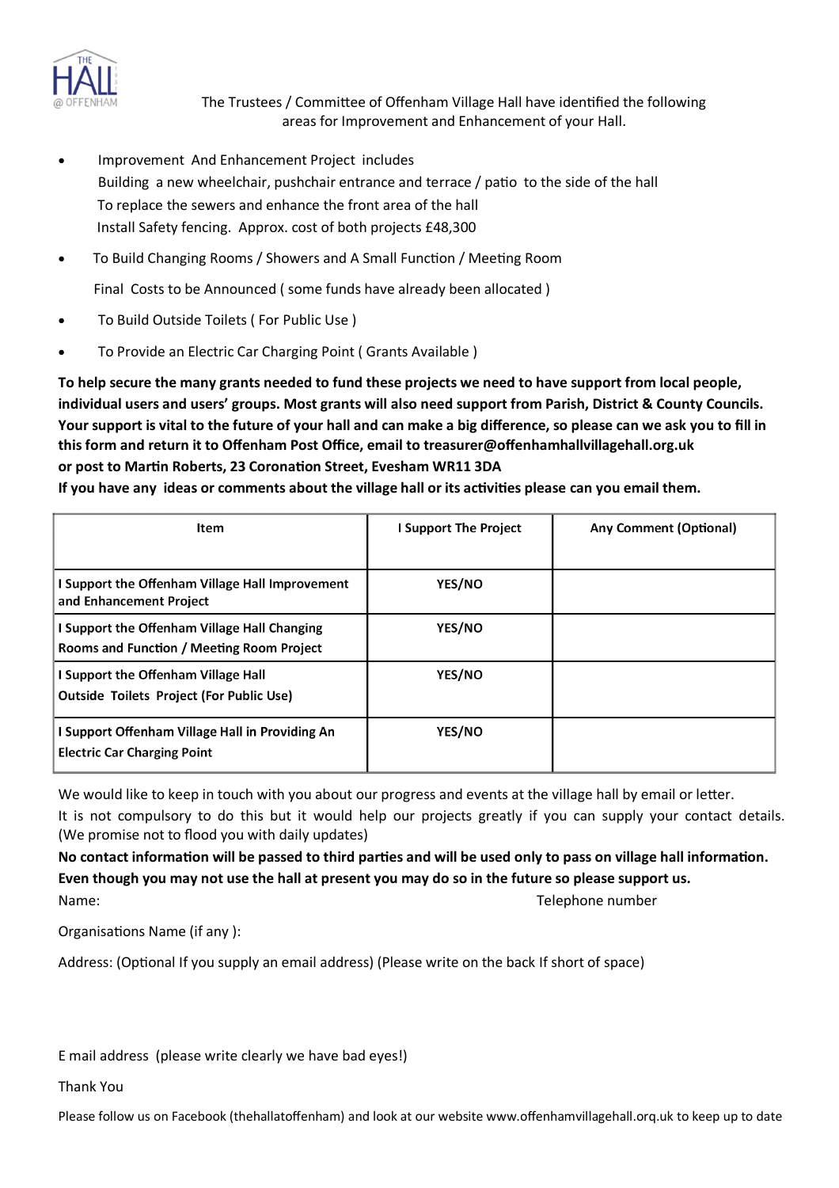The Trustees / Committee of Offenham Village Hall have identified the following areas for Improvement and Enhancement of your Hall.

- Improvement And Enhancement Project includes
  Building a new wheelchair, pushchair entrance and terrace / patio to the side of the hall
  To replace the sewers and enhance the front area of the hall
  Install Safety fencing. Approx. cost of both projects £48,300
- To Build Changing Rooms / Showers and A Small Function / Meeting Room
  Final Costs to be Announced ( some funds have already been allocated )
- To Build Outside Toilets ( For Public Use )
- To Provide an Electric Car Charging Point ( Grants Available )

**To help secure the many grants needed to fund these projects we need to have support from local people, individual users and users' groups. Most grants will also need support from Parish, District & County Councils. Your support is vital to the future of your hall and can make a big difference, so please can we ask you to fill in this form and return it to Offenham Post Office, email to treasurer@offenhamhallvillagehall.org.uk or post to Martin Roberts, 23 Coronation Street, Evesham WR11 3DA**

**If you have any ideas or comments about the village hall or its activities please can you email them.**

| Item | I Support The Project | Any Comment (Optional) |
|---|---|---|
| I Support the Offenham Village Hall Improvement and Enhancement Project | YES/NO | |
| I Support the Offenham Village Hall Changing Rooms and Function / Meeting Room Project | YES/NO | |
| I Support the Offenham Village Hall Outside Toilets Project (For Public Use) | YES/NO | |
| I Support Offenham Village Hall in Providing An Electric Car Charging Point | YES/NO | |

We would like to keep in touch with you about our progress and events at the village hall by email or letter. It is not compulsory to do this but it would help our projects greatly if you can supply your contact details. (We promise not to flood you with daily updates)

**No contact information will be passed to third parties and will be used only to pass on village hall information. Even though you may not use the hall at present you may do so in the future so please support us.**

Name: Telephone number

Organisations Name (if any ):

Address: (Optional If you supply an email address) (Please write on the back If short of space)

E mail address (please write clearly we have bad eyes!)

Thank You

Please follow us on Facebook (thehallatoffenham) and look at our website www.offenhamvillagehall.orq.uk to keep up to date